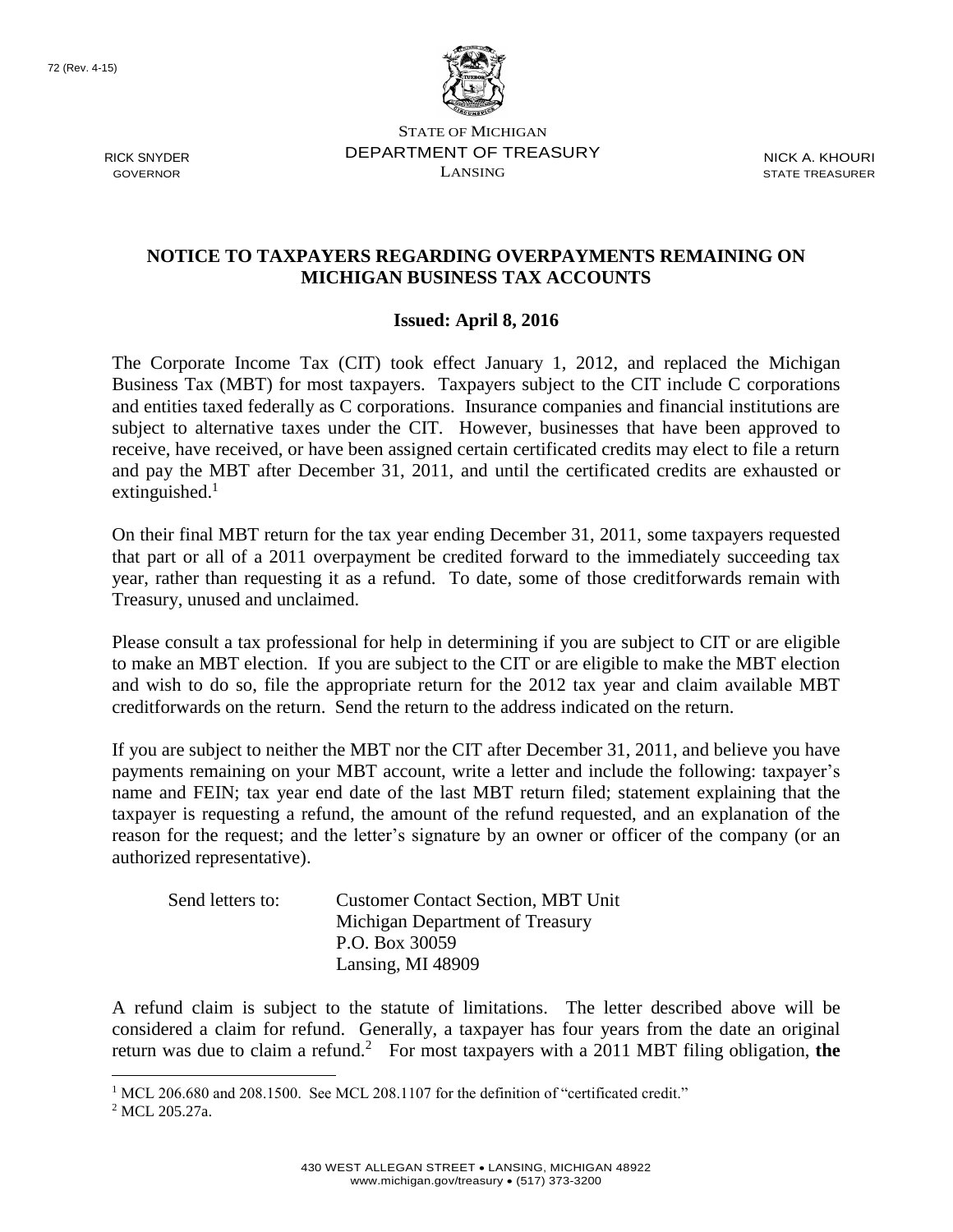72 (Rev. 4-15)

STATE OF MICHIGAN
DEPARTMENT OF TREASURY
LANSING

RICK SNYDER
GOVERNOR

NICK A. KHOURI
STATE TREASURER

**NOTICE TO TAXPAYERS REGARDING OVERPAYMENTS REMAINING ON MICHIGAN BUSINESS TAX ACCOUNTS**

**Issued: April 8, 2016**

The Corporate Income Tax (CIT) took effect January 1, 2012, and replaced the Michigan Business Tax (MBT) for most taxpayers. Taxpayers subject to the CIT include C corporations and entities taxed federally as C corporations. Insurance companies and financial institutions are subject to alternative taxes under the CIT. However, businesses that have been approved to receive, have received, or have been assigned certain certificated credits may elect to file a return and pay the MBT after December 31, 2011, and until the certificated credits are exhausted or extinguished.[1]

On their final MBT return for the tax year ending December 31, 2011, some taxpayers requested that part or all of a 2011 overpayment be credited forward to the immediately succeeding tax year, rather than requesting it as a refund. To date, some of those creditforwards remain with Treasury, unused and unclaimed.

Please consult a tax professional for help in determining if you are subject to CIT or are eligible to make an MBT election. If you are subject to the CIT or are eligible to make the MBT election and wish to do so, file the appropriate return for the 2012 tax year and claim available MBT creditforwards on the return. Send the return to the address indicated on the return.

If you are subject to neither the MBT nor the CIT after December 31, 2011, and believe you have payments remaining on your MBT account, write a letter and include the following: taxpayer's name and FEIN; tax year end date of the last MBT return filed; statement explaining that the taxpayer is requesting a refund, the amount of the refund requested, and an explanation of the reason for the request; and the letter's signature by an owner or officer of the company (or an authorized representative).

Send letters to:
Customer Contact Section, MBT Unit
Michigan Department of Treasury
P.O. Box 30059
Lansing, MI 48909

A refund claim is subject to the statute of limitations. The letter described above will be considered a claim for refund. Generally, a taxpayer has four years from the date an original return was due to claim a refund.[2] For most taxpayers with a 2011 MBT filing obligation, **the**

---

[1] MCL 206.680 and 208.1500. See MCL 208.1107 for the definition of "certificated credit."

[2] MCL 205.27a.

430 WEST ALLEGAN STREET • LANSING, MICHIGAN 48922
www.michigan.gov/treasury • (517) 373-3200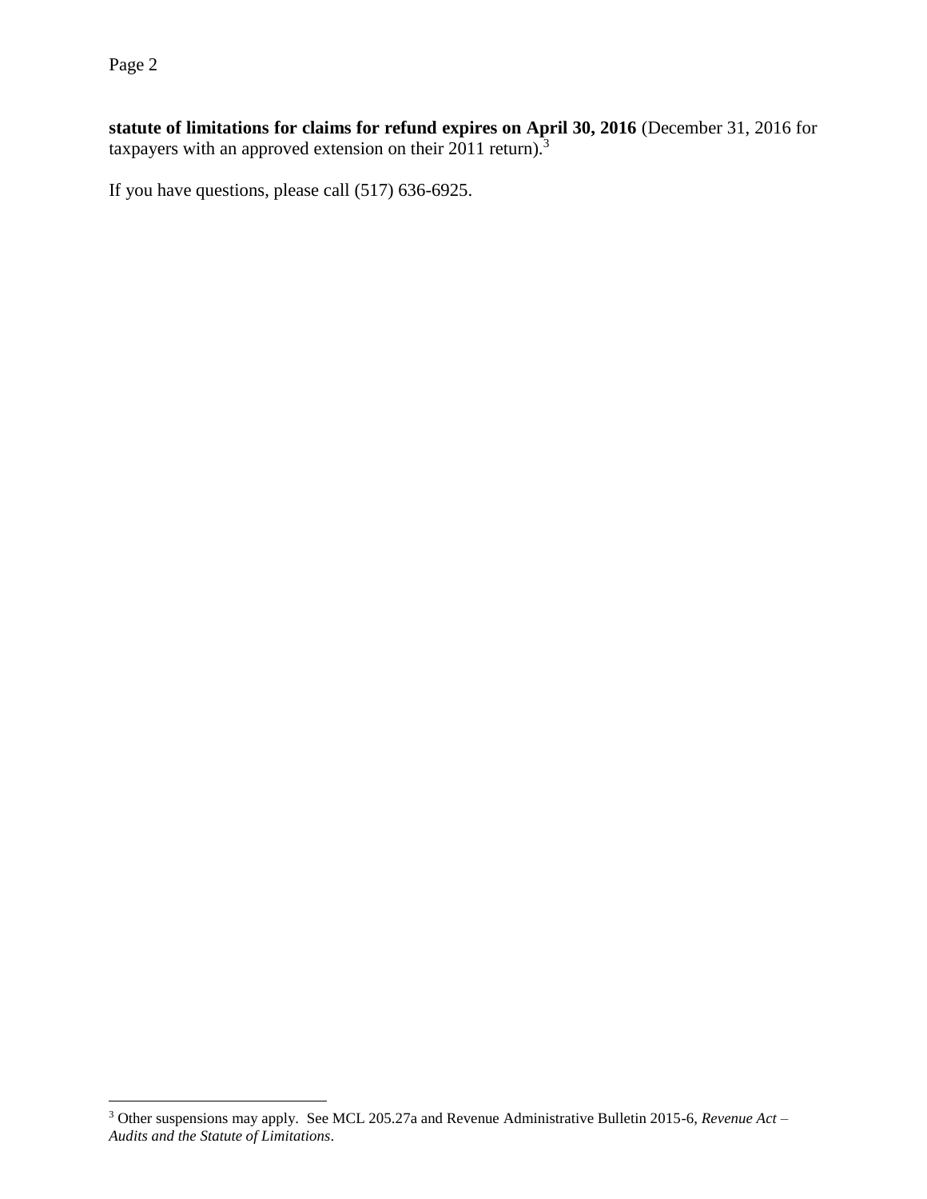**statute of limitations for claims for refund expires on April 30, 2016** (December 31, 2016 for taxpayers with an approved extension on their 2011 return).[3]

If you have questions, please call (517) 636-6925.

[3] Other suspensions may apply. See MCL 205.27a and Revenue Administrative Bulletin 2015-6, *Revenue Act – Audits and the Statute of Limitations*.